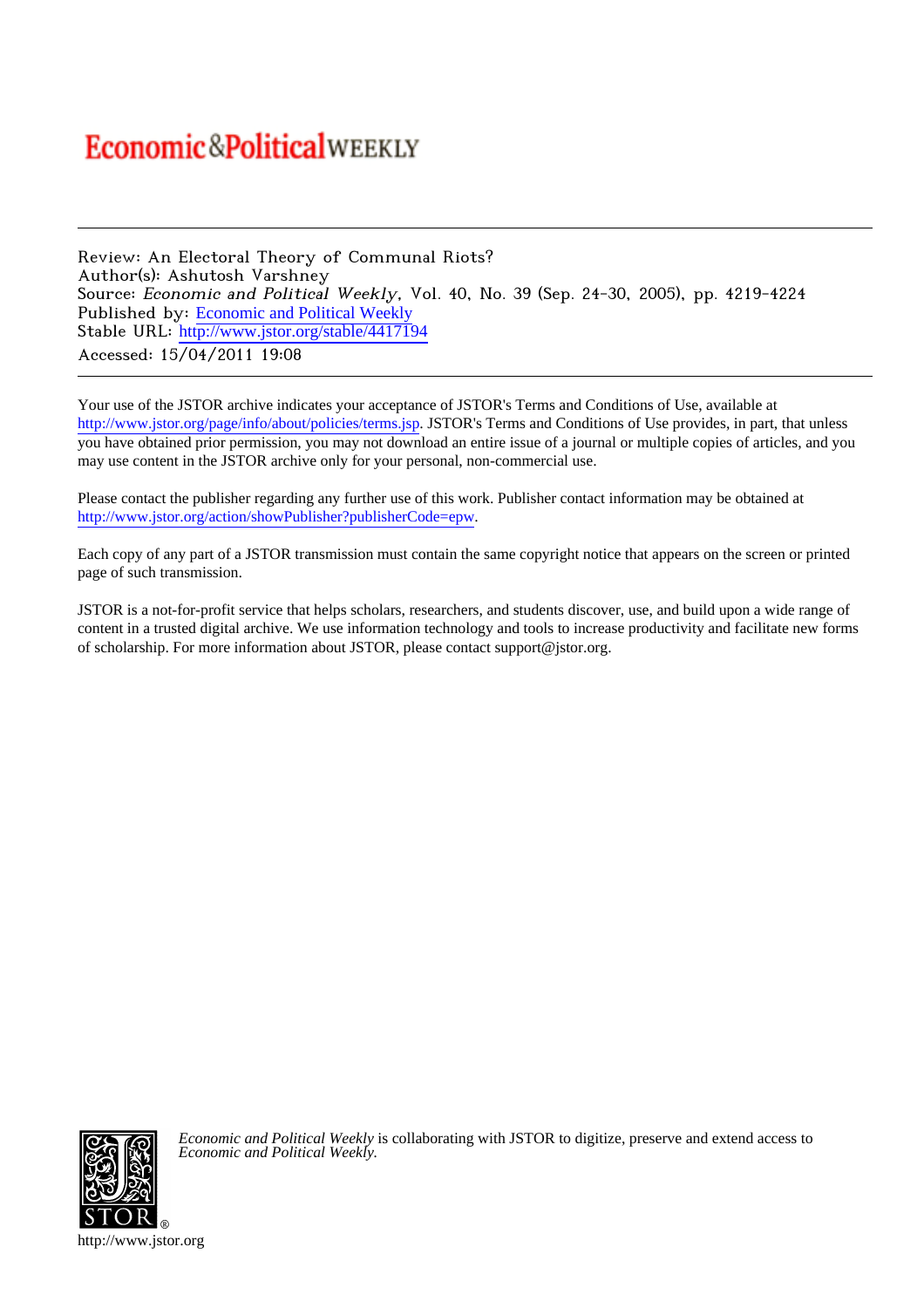# Economic&PoliticalWEEKLY

Review: An Electoral Theory of Communal Riots?
Author(s): Ashutosh Varshney
Source: *Economic and Political Weekly*, Vol. 40, No. 39 (Sep. 24-30, 2005), pp. 4219-4224
Published by: Economic and Political Weekly
Stable URL: http://www.jstor.org/stable/4417194
Accessed: 15/04/2011 19:08

---

Your use of the JSTOR archive indicates your acceptance of JSTOR's Terms and Conditions of Use, available at http://www.jstor.org/page/info/about/policies/terms.jsp. JSTOR's Terms and Conditions of Use provides, in part, that unless you have obtained prior permission, you may not download an entire issue of a journal or multiple copies of articles, and you may use content in the JSTOR archive only for your personal, non-commercial use.

Please contact the publisher regarding any further use of this work. Publisher contact information may be obtained at http://www.jstor.org/action/showPublisher?publisherCode=epw.

Each copy of any part of a JSTOR transmission must contain the same copyright notice that appears on the screen or printed page of such transmission.

JSTOR is a not-for-profit service that helps scholars, researchers, and students discover, use, and build upon a wide range of content in a trusted digital archive. We use information technology and tools to increase productivity and facilitate new forms of scholarship. For more information about JSTOR, please contact support@jstor.org.

*Economic and Political Weekly* is collaborating with JSTOR to digitize, preserve and extend access to *Economic and Political Weekly.*

http://www.jstor.org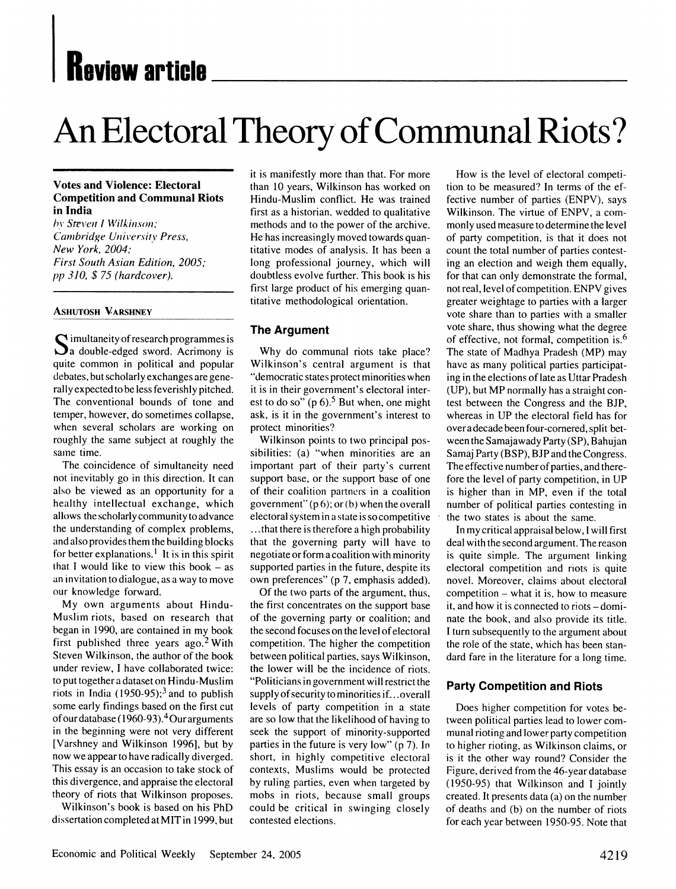# Review article

# An Electoral Theory of Communal Riots?

**Votes and Violence: Electoral Competition and Communal Riots in India**
*by Steven I Wilkinson;*
*Cambridge University Press,*
*New York, 2004;*
*First South Asian Edition, 2005;*
*pp 310, $ 75 (hardcover).*

ASHUTOSH VARSHNEY

Simultaneity of research programmes is a double-edged sword. Acrimony is quite common in political and popular debates, but scholarly exchanges are generally expected to be less feverishly pitched. The conventional bounds of tone and temper, however, do sometimes collapse, when several scholars are working on roughly the same subject at roughly the same time.

The coincidence of simultaneity need not inevitably go in this direction. It can also be viewed as an opportunity for a healthy intellectual exchange, which allows the scholarly community to advance the understanding of complex problems, and also provides them the building blocks for better explanations.[1] It is in this spirit that I would like to view this book – as an invitation to dialogue, as a way to move our knowledge forward.

My own arguments about Hindu-Muslim riots, based on research that began in 1990, are contained in my book first published three years ago.[2] With Steven Wilkinson, the author of the book under review, I have collaborated twice: to put together a dataset on Hindu-Muslim riots in India (1950-95);[3] and to publish some early findings based on the first cut of our database (1960-93).[4] Our arguments in the beginning were not very different [Varshney and Wilkinson 1996], but by now we appear to have radically diverged. This essay is an occasion to take stock of this divergence, and appraise the electoral theory of riots that Wilkinson proposes.

Wilkinson's book is based on his PhD dissertation completed at MIT in 1999, but it is manifestly more than that. For more than 10 years, Wilkinson has worked on Hindu-Muslim conflict. He was trained first as a historian, wedded to qualitative methods and to the power of the archive. He has increasingly moved towards quantitative modes of analysis. It has been a long professional journey, which will doubtless evolve further. This book is his first large product of his emerging quantitative methodological orientation.

## The Argument

Why do communal riots take place? Wilkinson's central argument is that "democratic states protect minorities when it is in their government's electoral interest to do so" (p 6).[5] But when, one might ask, is it in the government's interest to protect minorities?

Wilkinson points to two principal possibilities: (a) "when minorities are an important part of their party's current support base, or the support base of one of their coalition partners in a coalition government" (p 6); or (b) when the overall electoral system in a state is so competitive ...that there is therefore a high probability that the governing party will have to negotiate or form a coalition with minority supported parties in the future, despite its own preferences" (p 7, emphasis added).

Of the two parts of the argument, thus, the first concentrates on the support base of the governing party or coalition; and the second focuses on the level of electoral competition. The higher the competition between political parties, says Wilkinson, the lower will be the incidence of riots. "Politicians in government will restrict the supply of security to minorities if...overall levels of party competition in a state are so low that the likelihood of having to seek the support of minority-supported parties in the future is very low" (p 7). In short, in highly competitive electoral contexts, Muslims would be protected by ruling parties, even when targeted by mobs in riots, because small groups could be critical in swinging closely contested elections.

How is the level of electoral competition to be measured? In terms of the effective number of parties (ENPV), says Wilkinson. The virtue of ENPV, a commonly used measure to determine the level of party competition, is that it does not count the total number of parties contesting an election and weigh them equally, for that can only demonstrate the formal, not real, level of competition. ENPV gives greater weightage to parties with a larger vote share than to parties with a smaller vote share, thus showing what the degree of effective, not formal, competition is.[6] The state of Madhya Pradesh (MP) may have as many political parties participating in the elections of late as Uttar Pradesh (UP), but MP normally has a straight contest between the Congress and the BJP, whereas in UP the electoral field has for over a decade been four-cornered, split between the Samajawady Party (SP), Bahujan Samaj Party (BSP), BJP and the Congress. The effective number of parties, and therefore the level of party competition, in UP is higher than in MP, even if the total number of political parties contesting in the two states is about the same.

In my critical appraisal below, I will first deal with the second argument. The reason is quite simple. The argument linking electoral competition and riots is quite novel. Moreover, claims about electoral competition – what it is, how to measure it, and how it is connected to riots – dominate the book, and also provide its title. I turn subsequently to the argument about the role of the state, which has been standard fare in the literature for a long time.

## Party Competition and Riots

Does higher competition for votes between political parties lead to lower communal rioting and lower party competition to higher rioting, as Wilkinson claims, or is it the other way round? Consider the Figure, derived from the 46-year database (1950-95) that Wilkinson and I jointly created. It presents data (a) on the number of deaths and (b) on the number of riots for each year between 1950-95. Note that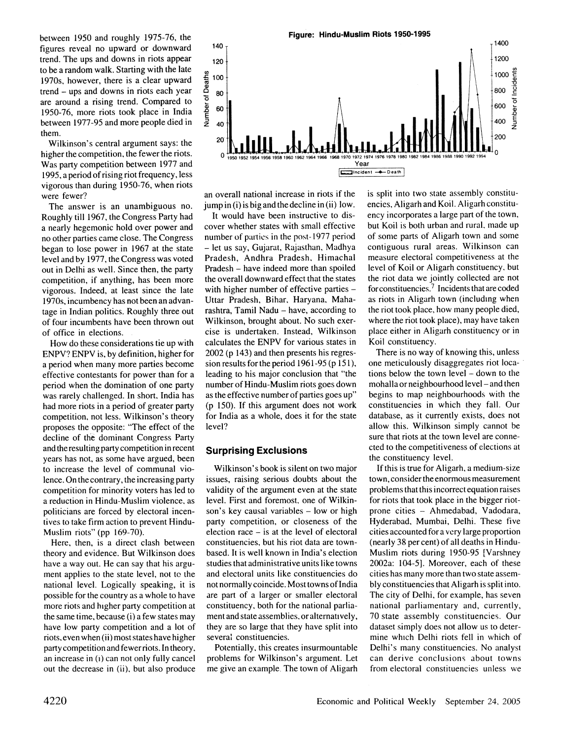between 1950 and roughly 1975-76, the figures reveal no upward or downward trend. The ups and downs in riots appear to be a random walk. Starting with the late 1970s, however, there is a clear upward trend – ups and downs in riots each year are around a rising trend. Compared to 1950-76, more riots took place in India between 1977-95 and more people died in them.

Wilkinson's central argument says: the higher the competition, the fewer the riots. Was party competition between 1977 and 1995, a period of rising riot frequency, less vigorous than during 1950-76, when riots were fewer?

The answer is an unambiguous no. Roughly till 1967, the Congress Party had a nearly hegemonic hold over power and no other parties came close. The Congress began to lose power in 1967 at the state level and by 1977, the Congress was voted out in Delhi as well. Since then, the party competition, if anything, has been more vigorous. Indeed, at least since the late 1970s, incumbency has not been an advantage in Indian politics. Roughly three out of four incumbents have been thrown out of office in elections.

How do these considerations tie up with ENPV? ENPV is, by definition, higher for a period when many more parties become effective contestants for power than for a period when the domination of one party was rarely challenged. In short, India has had more riots in a period of greater party competition, not less. Wilkinson's theory proposes the opposite: "The effect of the decline of the dominant Congress Party and the resulting party competition in recent years has not, as some have argued, been to increase the level of communal violence. On the contrary, the increasing party competition for minority voters has led to a reduction in Hindu-Muslim violence, as politicians are forced by electoral incentives to take firm action to prevent Hindu-Muslim riots" (pp 169-70).

Here, then, is a direct clash between theory and evidence. But Wilkinson does have a way out. He can say that his argument applies to the state level, not to the national level. Logically speaking, it is possible for the country as a whole to have more riots and higher party competition at the same time, because (i) a few states may have low party competition and a lot of riots, even when (ii) most states have higher party competition and fewer riots. In theory, an increase in (i) can not only fully cancel out the decrease in (ii), but also produce an overall national increase in riots if the jump in (i) is big and the decline in (ii) low.

**Figure: Hindu-Muslim Riots 1950-1995**

It would have been instructive to discover whether states with small effective number of parties in the post-1977 period – let us say, Gujarat, Rajasthan, Madhya Pradesh, Andhra Pradesh, Himachal Pradesh – have indeed more than spoiled the overall downward effect that the states with higher number of effective parties – Uttar Pradesh, Bihar, Haryana, Maharashtra, Tamil Nadu – have, according to Wilkinson, brought about. No such exercise is undertaken. Instead, Wilkinson calculates the ENPV for various states in 2002 (p 143) and then presents his regression results for the period 1961-95 (p 151), leading to his major conclusion that "the number of Hindu-Muslim riots goes down as the effective number of parties goes up" (p 150). If this argument does not work for India as a whole, does it for the state level?

## Surprising Exclusions

Wilkinson's book is silent on two major issues, raising serious doubts about the validity of the argument even at the state level. First and foremost, one of Wilkinson's key causal variables – low or high party competition, or closeness of the election race – is at the level of electoral constituencies, but his riot data are town-based. It is well known in India's election studies that administrative units like towns and electoral units like constituencies do not normally coincide. Most towns of India are part of a larger or smaller electoral constituency, both for the national parliament and state assemblies, or alternatively, they are so large that they have split into several constituencies.

Potentially, this creates insurmountable problems for Wilkinson's argument. Let me give an example. The town of Aligarh is split into two state assembly constituencies, Aligarh and Koil. Aligarh constituency incorporates a large part of the town, but Koil is both urban and rural, made up of some parts of Aligarh town and some contiguous rural areas. Wilkinson can measure electoral competitiveness at the level of Koil or Aligarh constituency, but the riot data we jointly collected are not for constituencies.[7] Incidents that are coded as riots in Aligarh town (including when the riot took place, how many people died, where the riot took place), may have taken place either in Aligarh constituency or in Koil constituency.

There is no way of knowing this, unless one meticulously disaggregates riot locations below the town level – down to the mohalla or neighbourhood level – and then begins to map neighbourhoods with the constituencies in which they fall. Our database, as it currently exists, does not allow this. Wilkinson simply cannot be sure that riots at the town level are connected to the competitiveness of elections at the constituency level.

If this is true for Aligarh, a medium-size town, consider the enormous measurement problems that this incorrect equation raises for riots that took place in the bigger riot-prone cities – Ahmedabad, Vadodara, Hyderabad, Mumbai, Delhi. These five cities accounted for a very large proportion (nearly 38 per cent) of all deaths in Hindu-Muslim riots during 1950-95 [Varshney 2002a: 104-5]. Moreover, each of these cities has many more than two state assembly constituencies that Aligarh is split into. The city of Delhi, for example, has seven national parliamentary and, currently, 70 state assembly constituencies. Our dataset simply does not allow us to determine which Delhi riots fell in which of Delhi's many constituencies. No analyst can derive conclusions about towns from electoral constituencies unless we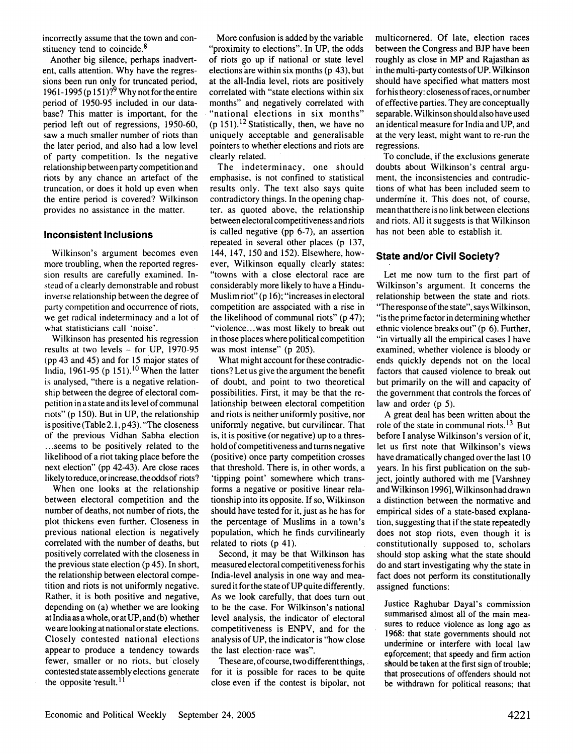incorrectly assume that the town and constituency tend to coincide.[8]

Another big silence, perhaps inadvertent, calls attention. Why have the regressions been run only for truncated period, 1961-1995 (p 151)?[9] Why not for the entire period of 1950-95 included in our database? This matter is important, for the period left out of regressions, 1950-60, saw a much smaller number of riots than the later period, and also had a low level of party competition. Is the negative relationship between party competition and riots by any chance an artefact of the truncation, or does it hold up even when the entire period is covered? Wilkinson provides no assistance in the matter.

## Inconsistent Inclusions

Wilkinson's argument becomes even more troubling, when the reported regression results are carefully examined. Instead of a clearly demonstrable and robust inverse relationship between the degree of party competition and occurrence of riots, we get radical indeterminacy and a lot of what statisticians call 'noise'.

Wilkinson has presented his regression results at two levels – for UP, 1970-95 (pp 43 and 45) and for 15 major states of India, 1961-95 (p 151).[10] When the latter is analysed, "there is a negative relationship between the degree of electoral competition in a state and its level of communal riots" (p 150). But in UP, the relationship is positive (Table 2.1, p 43). "The closeness of the previous Vidhan Sabha election ...seems to be positively related to the likelihood of a riot taking place before the next election" (pp 42-43). Are close races likely to reduce, or increase, the odds of riots?

When one looks at the relationship between electoral competition and the number of deaths, not number of riots, the plot thickens even further. Closeness in previous national election is negatively correlated with the number of deaths, but positively correlated with the closeness in the previous state election (p 45). In short, the relationship between electoral competition and riots is not uniformly negative. Rather, it is both positive and negative, depending on (a) whether we are looking at India as a whole, or at UP, and (b) whether we are looking at national or state elections. Closely contested national elections appear to produce a tendency towards fewer, smaller or no riots, but closely contested state assembly elections generate the opposite result.[11]

More confusion is added by the variable "proximity to elections". In UP, the odds of riots go up if national or state level elections are within six months (p 43), but at the all-India level, riots are positively correlated with "state elections within six months" and negatively correlated with "national elections in six months" (p 151).[12] Statistically, then, we have no uniquely acceptable and generalisable pointers to whether elections and riots are clearly related.

The indeterminacy, one should emphasise, is not confined to statistical results only. The text also says quite contradictory things. In the opening chapter, as quoted above, the relationship between electoral competitiveness and riots is called negative (pp 6-7), an assertion repeated in several other places (p 137, 144, 147, 150 and 152). Elsewhere, however, Wilkinson equally clearly states: "towns with a close electoral race are considerably more likely to have a Hindu-Muslim riot" (p 16); "increases in electoral competition are associated with a rise in the likelihood of communal riots" (p 47); "violence...was most likely to break out in those places where political competition was most intense" (p 205).

What might account for these contradictions? Let us give the argument the benefit of doubt, and point to two theoretical possibilities. First, it may be that the relationship between electoral competition and riots is neither uniformly positive, nor uniformly negative, but curvilinear. That is, it is positive (or negative) up to a threshold of competitiveness and turns negative (positive) once party competition crosses that threshold. There is, in other words, a 'tipping point' somewhere which transforms a negative or positive linear relationship into its opposite. If so, Wilkinson should have tested for it, just as he has for the percentage of Muslims in a town's population, which he finds curvilinearly related to riots (p 41).

Second, it may be that Wilkinson has measured electoral competitiveness for his India-level analysis in one way and measured it for the state of UP quite differently. As we look carefully, that does turn out to be the case. For Wilkinson's national level analysis, the indicator of electoral competitiveness is ENPV, and for the analysis of UP, the indicator is "how close the last election race was".

These are, of course, two different things, for it is possible for races to be quite close even if the contest is bipolar, not multicornered. Of late, election races between the Congress and BJP have been roughly as close in MP and Rajasthan as in the multi-party contests of UP. Wilkinson should have specified what matters most for his theory: closeness of races, or number of effective parties. They are conceptually separable. Wilkinson should also have used an identical measure for India and UP, and at the very least, might want to re-run the regressions.

To conclude, if the exclusions generate doubts about Wilkinson's central argument, the inconsistencies and contradictions of what has been included seem to undermine it. This does not, of course, mean that there is no link between elections and riots. All it suggests is that Wilkinson has not been able to establish it.

## State and/or Civil Society?

Let me now turn to the first part of Wilkinson's argument. It concerns the relationship between the state and riots. "The response of the state", says Wilkinson, "is the prime factor in determining whether ethnic violence breaks out" (p 6). Further, "in virtually all the empirical cases I have examined, whether violence is bloody or ends quickly depends not on the local factors that caused violence to break out but primarily on the will and capacity of the government that controls the forces of law and order (p 5).

A great deal has been written about the role of the state in communal riots.[13] But before I analyse Wilkinson's version of it, let us first note that Wilkinson's views have dramatically changed over the last 10 years. In his first publication on the subject, jointly authored with me [Varshney and Wilkinson 1996], Wilkinson had drawn a distinction between the normative and empirical sides of a state-based explanation, suggesting that if the state repeatedly does not stop riots, even though it is constitutionally supposed to, scholars should stop asking what the state should do and start investigating why the state in fact does not perform its constitutionally assigned functions:

> Justice Raghubar Dayal's commission summarised almost all of the main measures to reduce violence as long ago as 1968: that state governments should not undermine or interfere with local law enforcement; that speedy and firm action should be taken at the first sign of trouble; that prosecutions of offenders should not be withdrawn for political reasons; that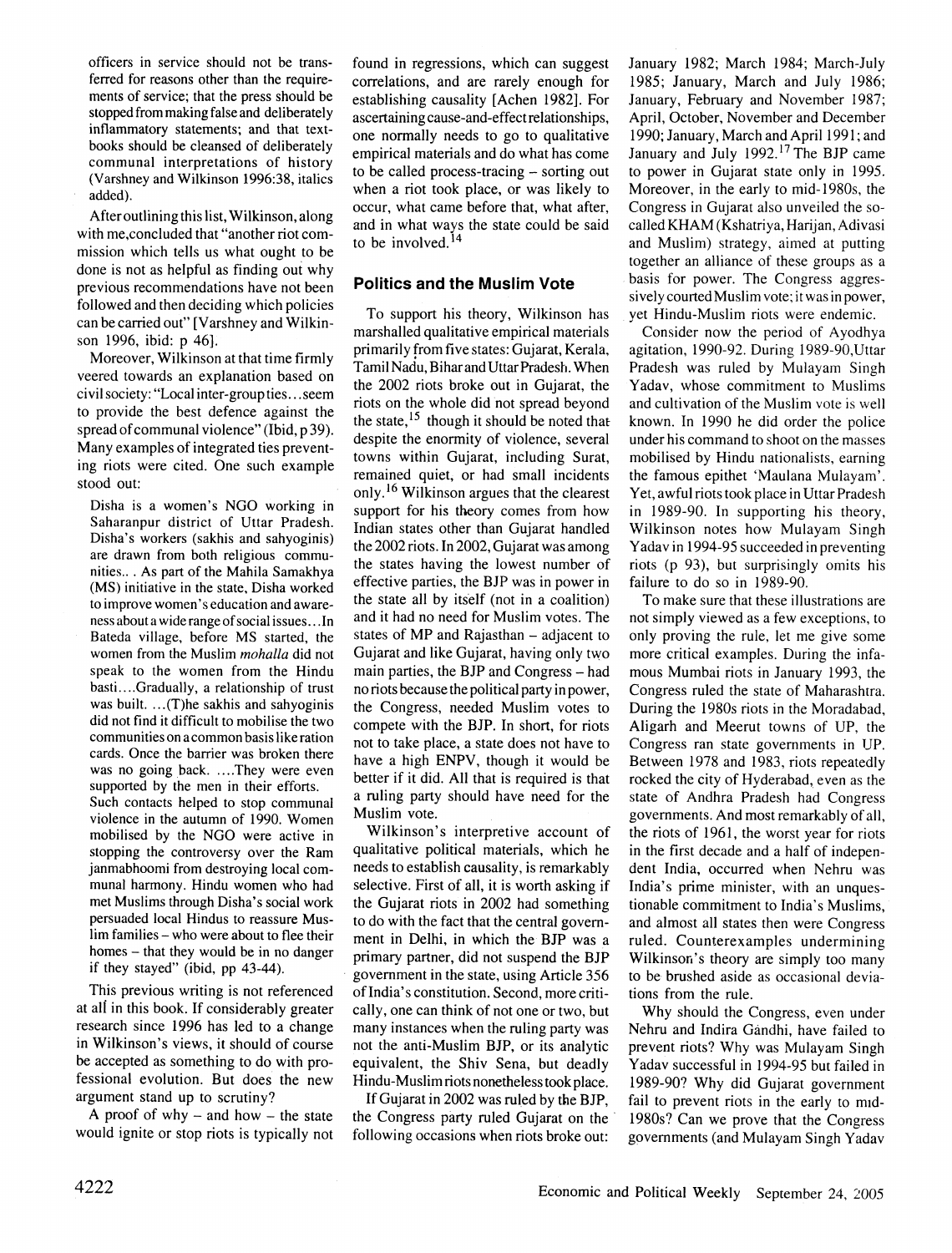officers in service should not be transferred for reasons other than the requirements of service; that the press should be stopped from making false and deliberately inflammatory statements; and that textbooks should be cleansed of deliberately communal interpretations of history (Varshney and Wilkinson 1996:38, italics added).

After outlining this list, Wilkinson, along with me, concluded that "another riot commission which tells us what ought to be done is not as helpful as finding out why previous recommendations have not been followed and then deciding which policies can be carried out" [Varshney and Wilkinson 1996, ibid: p 46].

Moreover, Wilkinson at that time firmly veered towards an explanation based on civil society: "Local inter-group ties...seem to provide the best defence against the spread of communal violence" (Ibid, p 39). Many examples of integrated ties preventing riots were cited. One such example stood out:

> Disha is a women's NGO working in Saharanpur district of Uttar Pradesh. Disha's workers (sakhis and sahyoginis) are drawn from both religious communities.. . As part of the Mahila Samakhya (MS) initiative in the state, Disha worked to improve women's education and awareness about a wide range of social issues...In Bateda village, before MS started, the women from the Muslim *mohalla* did not speak to the women from the Hindu basti....Gradually, a relationship of trust was built. ...(T)he sakhis and sahyoginis did not find it difficult to mobilise the two communities on a common basis like ration cards. Once the barrier was broken there was no going back. ....They were even supported by the men in their efforts.
>
> Such contacts helped to stop communal violence in the autumn of 1990. Women mobilised by the NGO were active in stopping the controversy over the Ram janmabhoomi from destroying local communal harmony. Hindu women who had met Muslims through Disha's social work persuaded local Hindus to reassure Muslim families – who were about to flee their homes – that they would be in no danger if they stayed" (ibid, pp 43-44).

This previous writing is not referenced at all in this book. If considerably greater research since 1996 has led to a change in Wilkinson's views, it should of course be accepted as something to do with professional evolution. But does the new argument stand up to scrutiny?

A proof of why – and how – the state would ignite or stop riots is typically not found in regressions, which can suggest correlations, and are rarely enough for establishing causality [Achen 1982]. For ascertaining cause-and-effect relationships, one normally needs to go to qualitative empirical materials and do what has come to be called process-tracing – sorting out when a riot took place, or was likely to occur, what came before that, what after, and in what ways the state could be said to be involved.[14]

## Politics and the Muslim Vote

To support his theory, Wilkinson has marshalled qualitative empirical materials primarily from five states: Gujarat, Kerala, Tamil Nadu, Bihar and Uttar Pradesh. When the 2002 riots broke out in Gujarat, the riots on the whole did not spread beyond the state,[15] though it should be noted that despite the enormity of violence, several towns within Gujarat, including Surat, remained quiet, or had small incidents only.[16] Wilkinson argues that the clearest support for his theory comes from how Indian states other than Gujarat handled the 2002 riots. In 2002, Gujarat was among the states having the lowest number of effective parties, the BJP was in power in the state all by itself (not in a coalition) and it had no need for Muslim votes. The states of MP and Rajasthan – adjacent to Gujarat and like Gujarat, having only two main parties, the BJP and Congress – had no riots because the political party in power, the Congress, needed Muslim votes to compete with the BJP. In short, for riots not to take place, a state does not have to have a high ENPV, though it would be better if it did. All that is required is that a ruling party should have need for the Muslim vote.

Wilkinson's interpretive account of qualitative political materials, which he needs to establish causality, is remarkably selective. First of all, it is worth asking if the Gujarat riots in 2002 had something to do with the fact that the central government in Delhi, in which the BJP was a primary partner, did not suspend the BJP government in the state, using Article 356 of India's constitution. Second, more critically, one can think of not one or two, but many instances when the ruling party was not the anti-Muslim BJP, or its analytic equivalent, the Shiv Sena, but deadly Hindu-Muslim riots nonetheless took place.

If Gujarat in 2002 was ruled by the BJP, the Congress party ruled Gujarat on the following occasions when riots broke out: January 1982; March 1984; March-July 1985; January, March and July 1986; January, February and November 1987; April, October, November and December 1990; January, March and April 1991; and January and July 1992.[17] The BJP came to power in Gujarat state only in 1995. Moreover, in the early to mid-1980s, the Congress in Gujarat also unveiled the so-called KHAM (Kshatriya, Harijan, Adivasi and Muslim) strategy, aimed at putting together an alliance of these groups as a basis for power. The Congress aggressively courted Muslim vote; it was in power, yet Hindu-Muslim riots were endemic.

Consider now the period of Ayodhya agitation, 1990-92. During 1989-90, Uttar Pradesh was ruled by Mulayam Singh Yadav, whose commitment to Muslims and cultivation of the Muslim vote is well known. In 1990 he did order the police under his command to shoot on the masses mobilised by Hindu nationalists, earning the famous epithet 'Maulana Mulayam'. Yet, awful riots took place in Uttar Pradesh in 1989-90. In supporting his theory, Wilkinson notes how Mulayam Singh Yadav in 1994-95 succeeded in preventing riots (p 93), but surprisingly omits his failure to do so in 1989-90.

To make sure that these illustrations are not simply viewed as a few exceptions, to only proving the rule, let me give some more critical examples. During the infamous Mumbai riots in January 1993, the Congress ruled the state of Maharashtra. During the 1980s riots in the Moradabad, Aligarh and Meerut towns of UP, the Congress ran state governments in UP. Between 1978 and 1983, riots repeatedly rocked the city of Hyderabad, even as the state of Andhra Pradesh had Congress governments. And most remarkably of all, the riots of 1961, the worst year for riots in the first decade and a half of independent India, occurred when Nehru was India's prime minister, with an unquestionable commitment to India's Muslims, and almost all states then were Congress ruled. Counterexamples undermining Wilkinson's theory are simply too many to be brushed aside as occasional deviations from the rule.

Why should the Congress, even under Nehru and Indira Gandhi, have failed to prevent riots? Why was Mulayam Singh Yadav successful in 1994-95 but failed in 1989-90? Why did Gujarat government fail to prevent riots in the early to mid-1980s? Can we prove that the Congress governments (and Mulayam Singh Yadav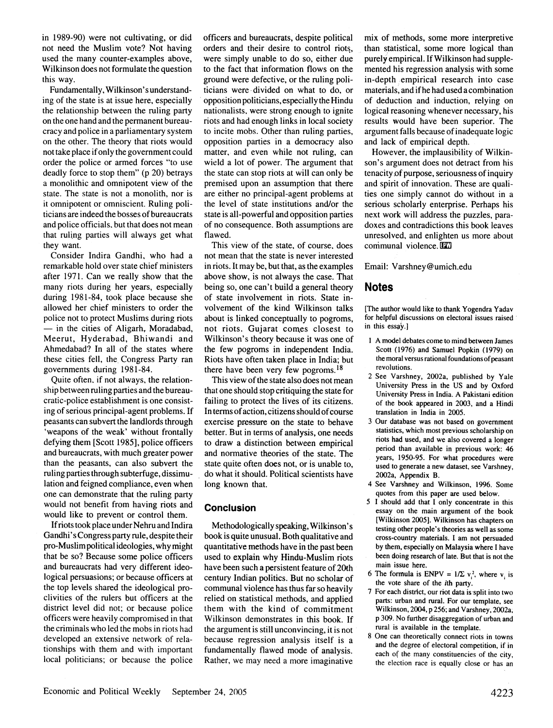in 1989-90) were not cultivating, or did not need the Muslim vote? Not having used the many counter-examples above, Wilkinson does not formulate the question this way.

Fundamentally, Wilkinson's understanding of the state is at issue here, especially the relationship between the ruling party on the one hand and the permanent bureaucracy and police in a parliamentary system on the other. The theory that riots would not take place if only the government could order the police or armed forces "to use deadly force to stop them" (p 20) betrays a monolithic and omnipotent view of the state. The state is not a monolith, nor is it omnipotent or omniscient. Ruling politicians are indeed the bosses of bureaucrats and police officials, but that does not mean that ruling parties will always get what they want.

Consider Indira Gandhi, who had a remarkable hold over state chief ministers after 1971. Can we really show that the many riots during her years, especially during 1981-84, took place because she allowed her chief ministers to order the police not to protect Muslims during riots — in the cities of Aligarh, Moradabad, Meerut, Hyderabad, Bhiwandi and Ahmedabad? In all of the states where these cities fell, the Congress Party ran governments during 1981-84.

Quite often, if not always, the relationship between ruling parties and the bureaucratic-police establishment is one consisting of serious principal-agent problems. If peasants can subvert the landlords through 'weapons of the weak' without frontally defying them [Scott 1985], police officers and bureaucrats, with much greater power than the peasants, can also subvert the ruling parties through subterfuge, dissimulation and feigned compliance, even when one can demonstrate that the ruling party would not benefit from having riots and would like to prevent or control them.

If riots took place under Nehru and Indira Gandhi's Congress party rule, despite their pro-Muslim political ideologies, why might that be so? Because some police officers and bureaucrats had very different ideological persuasions; or because officers at the top levels shared the ideological proclivities of the rulers but officers at the district level did not; or because police officers were heavily compromised in that the criminals who led the mobs in riots had developed an extensive network of relationships with them and with important local politicians; or because the police officers and bureaucrats, despite political orders and their desire to control riots, were simply unable to do so, either due to the fact that information flows on the ground were defective, or the ruling politicians were divided on what to do, or opposition politicians, especially the Hindu nationalists, were strong enough to ignite riots and had enough links in local society to incite mobs. Other than ruling parties, opposition parties in a democracy also matter, and even while not ruling, can wield a lot of power. The argument that the state can stop riots at will can only be premised upon an assumption that there are either no principal-agent problems at the level of state institutions and/or the state is all-powerful and opposition parties of no consequence. Both assumptions are flawed.

This view of the state, of course, does not mean that the state is never interested in riots. It may be, but that, as the examples above show, is not always the case. That being so, one can't build a general theory of state involvement in riots. State involvement of the kind Wilkinson talks about is linked conceptually to pogroms, not riots. Gujarat comes closest to Wilkinson's theory because it was one of the few pogroms in independent India. Riots have often taken place in India; but there have been very few pogroms.[18]

This view of the state also does not mean that one should stop critiquing the state for failing to protect the lives of its citizens. In terms of action, citizens should of course exercise pressure on the state to behave better. But in terms of analysis, one needs to draw a distinction between empirical and normative theories of the state. The state quite often does not, or is unable to, do what it should. Political scientists have long known that.

## Conclusion

Methodologically speaking, Wilkinson's book is quite unusual. Both qualitative and quantitative methods have in the past been used to explain why Hindu-Muslim riots have been such a persistent feature of 20th century Indian politics. But no scholar of communal violence has thus far so heavily relied on statistical methods, and applied them with the kind of commitment Wilkinson demonstrates in this book. If the argument is still unconvincing, it is not because regression analysis itself is a fundamentally flawed mode of analysis. Rather, we may need a more imaginative mix of methods, some more interpretive than statistical, some more logical than purely empirical. If Wilkinson had supplemented his regression analysis with some in-depth empirical research into case materials, and if he had used a combination of deduction and induction, relying on logical reasoning whenever necessary, his results would have been superior. The argument falls because of inadequate logic and lack of empirical depth.

However, the implausibility of Wilkinson's argument does not detract from his tenacity of purpose, seriousness of inquiry and spirit of innovation. These are qualities one simply cannot do without in a serious scholarly enterprise. Perhaps his next work will address the puzzles, paradoxes and contradictions this book leaves unresolved, and enlighten us more about communal violence. EPW

Email: Varshney@umich.edu

## Notes

[The author would like to thank Yogendra Yadav for helpful discussions on electoral issues raised in this essay.]

1 A model debates come to mind between James Scott (1976) and Samuel Popkin (1979) on the moral versus rational foundations of peasant revolutions.

2 See Varshney, 2002a, published by Yale University Press in the US and by Oxford University Press in India. A Pakistani edition of the book appeared in 2003, and a Hindi translation in India in 2005.

3 Our database was not based on government statistics, which most previous scholarship on riots had used, and we also covered a longer period than available in previous work: 46 years, 1950-95. For what procedures were used to generate a new dataset, see Varshney, 2002a, Appendix B.

4 See Varshney and Wilkinson, 1996. Some quotes from this paper are used below.

5 I should add that I only concentrate in this essay on the main argument of the book [Wilkinson 2005]. Wilkinson has chapters on testing other people's theories as well as some cross-country materials. I am not persuaded by them, especially on Malaysia where I have been doing research of late. But that is not the main issue here.

6 The formula is ENPV = $1/\Sigma\, v_i^2$, where $v_i$ is the vote share of the $i$th party.

7 For each district, our riot data is split into two parts: urban and rural. For our template, see Wilkinson, 2004, p 256; and Varshney, 2002a, p 309. No further disaggregation of urban and rural is available in the template.

8 One can theoretically connect riots in towns and the degree of electoral competition, if in each of the many constituencies of the city, the election race is equally close or has an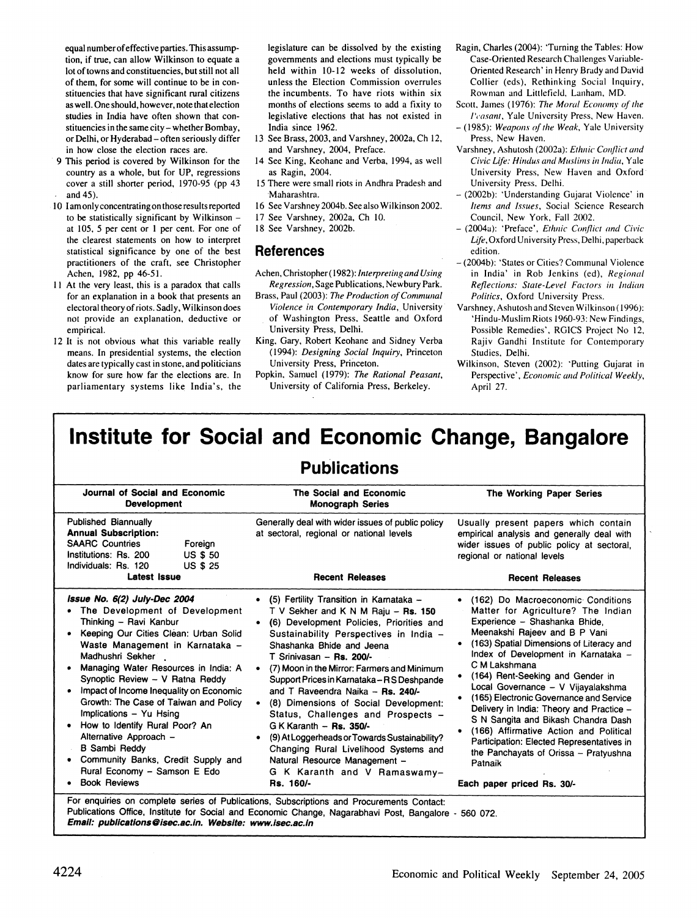equal number of effective parties. This assumption, if true, can allow Wilkinson to equate a lot of towns and constituencies, but still not all of them, for some will continue to be in constituencies that have significant rural citizens as well. One should, however, note that election studies in India have often shown that constituencies in the same city – whether Bombay, or Delhi, or Hyderabad – often seriously differ in how close the election races are.

9 This period is covered by Wilkinson for the country as a whole, but for UP, regressions cover a still shorter period, 1970-95 (pp 43 and 45).

10 I am only concentrating on those results reported to be statistically significant by Wilkinson – at 105, 5 per cent or 1 per cent. For one of the clearest statements on how to interpret statistical significance by one of the best practitioners of the craft, see Christopher Achen, 1982, pp 46-51.

11 At the very least, this is a paradox that calls for an explanation in a book that presents an electoral theory of riots. Sadly, Wilkinson does not provide an explanation, deductive or empirical.

12 It is not obvious what this variable really means. In presidential systems, the election dates are typically cast in stone, and politicians know for sure how far the elections are. In parliamentary systems like India's, the legislature can be dissolved by the existing governments and elections must typically be held within 10-12 weeks of dissolution, unless the Election Commission overrules the incumbents. To have riots within six months of elections seems to add a fixity to legislative elections that has not existed in India since 1962.

13 See Brass, 2003, and Varshney, 2002a, Ch 12, and Varshney, 2004, Preface.

14 See King, Keohane and Verba, 1994, as well as Ragin, 2004.

15 There were small riots in Andhra Pradesh and Maharashtra.

16 See Varshney 2004b. See also Wilkinson 2002.

17 See Varshney, 2002a, Ch 10.

18 See Varshney, 2002b.

## References

Achen, Christopher (1982): *Interpreting and Using Regression*, Sage Publications, Newbury Park.

Brass, Paul (2003): *The Production of Communal Violence in Contemporary India*, University of Washington Press, Seattle and Oxford University Press, Delhi.

King, Gary, Robert Keohane and Sidney Verba (1994): *Designing Social Inquiry*, Princeton University Press, Princeton.

Popkin, Samuel (1979): *The Rational Peasant*, University of California Press, Berkeley.

Ragin, Charles (2004): 'Turning the Tables: How Case-Oriented Research Challenges Variable-Oriented Research' in Henry Brady and David Collier (eds), Rethinking Social Inquiry, Rowman and Littlefield, Lanham, MD.

Scott, James (1976): *The Moral Economy of the Peasant*, Yale University Press, New Haven.

– (1985): *Weapons of the Weak*, Yale University Press, New Haven.

Varshney, Ashutosh (2002a): *Ethnic Conflict and Civic Life: Hindus and Muslims in India*, Yale University Press, New Haven and Oxford University Press, Delhi.

– (2002b): 'Understanding Gujarat Violence' in *Items and Issues*, Social Science Research Council, New York, Fall 2002.

– (2004a): 'Preface', *Ethnic Conflict and Civic Life*, Oxford University Press, Delhi, paperback edition.

– (2004b): 'States or Cities? Communal Violence in India' in Rob Jenkins (ed), *Regional Reflections: State-Level Factors in Indian Politics*, Oxford University Press.

Varshney, Ashutosh and Steven Wilkinson (1996): 'Hindu-Muslim Riots 1960-93: New Findings, Possible Remedies', RGICS Project No 12, Rajiv Gandhi Institute for Contemporary Studies, Delhi.

Wilkinson, Steven (2002): 'Putting Gujarat in Perspective', *Economic and Political Weekly*, April 27.

# Institute for Social and Economic Change, Bangalore

## Publications

| Journal of Social and Economic Development | The Social and Economic Monograph Series | The Working Paper Series |
|---|---|---|
| Published Biannually<br>**Annual Subscription:**<br>SAARC Countries / Foreign<br>Institutions: Rs. 200 / US $ 50<br>Individuals: Rs. 120 / US $ 25 | Generally deal with wider issues of public policy at sectoral, regional or national levels | Usually present papers which contain empirical analysis and generally deal with wider issues of public policy at sectoral, regional or national levels |
| **Latest Issue** | **Recent Releases** | **Recent Releases** |
| ***Issue No. 6(2) July-Dec 2004***<br>• The Development of Development Thinking – Ravi Kanbur<br>• Keeping Our Cities Clean: Urban Solid Waste Management in Karnataka – Madhushri Sekher<br>• Managing Water Resources in India: A Synoptic Review – V Ratna Reddy<br>• Impact of Income Inequality on Economic Growth: The Case of Taiwan and Policy Implications – Yu Hsing<br>• How to Identify Rural Poor? An Alternative Approach – B Sambi Reddy<br>• Community Banks, Credit Supply and Rural Economy – Samson E Edo<br>• Book Reviews | • (5) Fertility Transition in Karnataka – T V Sekher and K N M Raju – **Rs. 150**<br>• (6) Development Policies, Priorities and Sustainability Perspectives in India – Shashanka Bhide and Jeena T Srinivasan – **Rs. 200/-**<br>• (7) Moon in the Mirror: Farmers and Minimum Support Prices in Karnataka – R S Deshpande and T Raveendra Naika – **Rs. 240/-**<br>• (8) Dimensions of Social Development: Status, Challenges and Prospects – G K Karanth – **Rs. 350/-**<br>• (9) At Loggerheads or Towards Sustainability? Changing Rural Livelihood Systems and Natural Resource Management – G K Karanth and V Ramaswamy – **Rs. 160/-** | • (162) Do Macroeconomic Conditions Matter for Agriculture? The Indian Experience – Shashanka Bhide, Meenakshi Rajeev and B P Vani<br>• (163) Spatial Dimensions of Literacy and Index of Development in Karnataka – C M Lakshmana<br>• (164) Rent-Seeking and Gender in Local Governance – V Vijayalakshma<br>• (165) Electronic Governance and Service Delivery in India: Theory and Practice – S N Sangita and Bikash Chandra Dash<br>• (166) Affirmative Action and Political Participation: Elected Representatives in the Panchayats of Orissa – Pratyushna Patnaik<br>**Each paper priced Rs. 30/-** |

For enquiries on complete series of Publications, Subscriptions and Procurements Contact:
Publications Office, Institute for Social and Economic Change, Nagarabhavi Post, Bangalore - 560 072.
***Email: publications@isec.ac.in. Website: www.isec.ac.in***